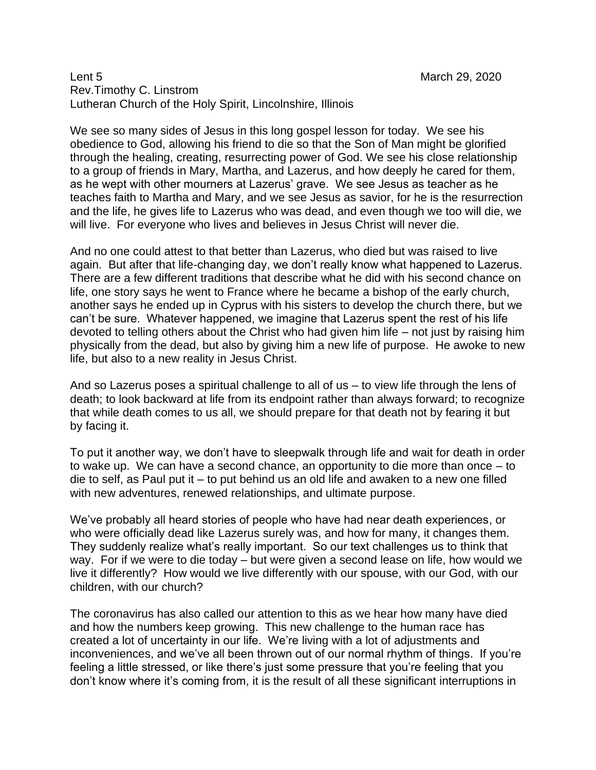Lent 5 March 29, 2020

Rev.Timothy C. Linstrom

Lutheran Church of the Holy Spirit, Lincolnshire, Illinois

We see so many sides of Jesus in this long gospel lesson for today. We see his obedience to God, allowing his friend to die so that the Son of Man might be glorified through the healing, creating, resurrecting power of God. We see his close relationship to a group of friends in Mary, Martha, and Lazerus, and how deeply he cared for them, as he wept with other mourners at Lazerus' grave. We see Jesus as teacher as he teaches faith to Martha and Mary, and we see Jesus as savior, for he is the resurrection and the life, he gives life to Lazerus who was dead, and even though we too will die, we will live. For everyone who lives and believes in Jesus Christ will never die.

And no one could attest to that better than Lazerus, who died but was raised to live again. But after that life-changing day, we don't really know what happened to Lazerus. There are a few different traditions that describe what he did with his second chance on life, one story says he went to France where he became a bishop of the early church, another says he ended up in Cyprus with his sisters to develop the church there, but we can't be sure. Whatever happened, we imagine that Lazerus spent the rest of his life devoted to telling others about the Christ who had given him life – not just by raising him physically from the dead, but also by giving him a new life of purpose. He awoke to new life, but also to a new reality in Jesus Christ.

And so Lazerus poses a spiritual challenge to all of us – to view life through the lens of death; to look backward at life from its endpoint rather than always forward; to recognize that while death comes to us all, we should prepare for that death not by fearing it but by facing it.

To put it another way, we don't have to sleepwalk through life and wait for death in order to wake up. We can have a second chance, an opportunity to die more than once – to die to self, as Paul put it – to put behind us an old life and awaken to a new one filled with new adventures, renewed relationships, and ultimate purpose.

We've probably all heard stories of people who have had near death experiences, or who were officially dead like Lazerus surely was, and how for many, it changes them. They suddenly realize what's really important. So our text challenges us to think that way. For if we were to die today – but were given a second lease on life, how would we live it differently? How would we live differently with our spouse, with our God, with our children, with our church?

The coronavirus has also called our attention to this as we hear how many have died and how the numbers keep growing. This new challenge to the human race has created a lot of uncertainty in our life. We're living with a lot of adjustments and inconveniences, and we've all been thrown out of our normal rhythm of things. If you're feeling a little stressed, or like there's just some pressure that you're feeling that you don't know where it's coming from, it is the result of all these significant interruptions in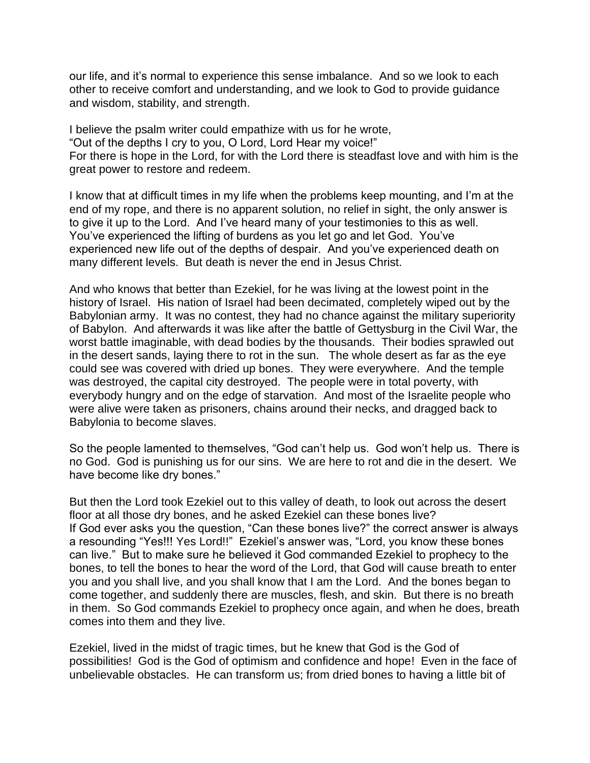our life, and it's normal to experience this sense imbalance. And so we look to each other to receive comfort and understanding, and we look to God to provide guidance and wisdom, stability, and strength.

I believe the psalm writer could empathize with us for he wrote,
"Out of the depths I cry to you, O Lord, Lord Hear my voice!"
For there is hope in the Lord, for with the Lord there is steadfast love and with him is the great power to restore and redeem.

I know that at difficult times in my life when the problems keep mounting, and I'm at the end of my rope, and there is no apparent solution, no relief in sight, the only answer is to give it up to the Lord. And I've heard many of your testimonies to this as well. You've experienced the lifting of burdens as you let go and let God. You've experienced new life out of the depths of despair. And you've experienced death on many different levels. But death is never the end in Jesus Christ.

And who knows that better than Ezekiel, for he was living at the lowest point in the history of Israel. His nation of Israel had been decimated, completely wiped out by the Babylonian army. It was no contest, they had no chance against the military superiority of Babylon. And afterwards it was like after the battle of Gettysburg in the Civil War, the worst battle imaginable, with dead bodies by the thousands. Their bodies sprawled out in the desert sands, laying there to rot in the sun. The whole desert as far as the eye could see was covered with dried up bones. They were everywhere. And the temple was destroyed, the capital city destroyed. The people were in total poverty, with everybody hungry and on the edge of starvation. And most of the Israelite people who were alive were taken as prisoners, chains around their necks, and dragged back to Babylonia to become slaves.

So the people lamented to themselves, "God can't help us. God won't help us. There is no God. God is punishing us for our sins. We are here to rot and die in the desert. We have become like dry bones."

But then the Lord took Ezekiel out to this valley of death, to look out across the desert floor at all those dry bones, and he asked Ezekiel can these bones live?
If God ever asks you the question, "Can these bones live?" the correct answer is always a resounding "Yes!!! Yes Lord!!" Ezekiel's answer was, "Lord, you know these bones can live." But to make sure he believed it God commanded Ezekiel to prophecy to the bones, to tell the bones to hear the word of the Lord, that God will cause breath to enter you and you shall live, and you shall know that I am the Lord. And the bones began to come together, and suddenly there are muscles, flesh, and skin. But there is no breath in them. So God commands Ezekiel to prophecy once again, and when he does, breath comes into them and they live.

Ezekiel, lived in the midst of tragic times, but he knew that God is the God of possibilities! God is the God of optimism and confidence and hope! Even in the face of unbelievable obstacles. He can transform us; from dried bones to having a little bit of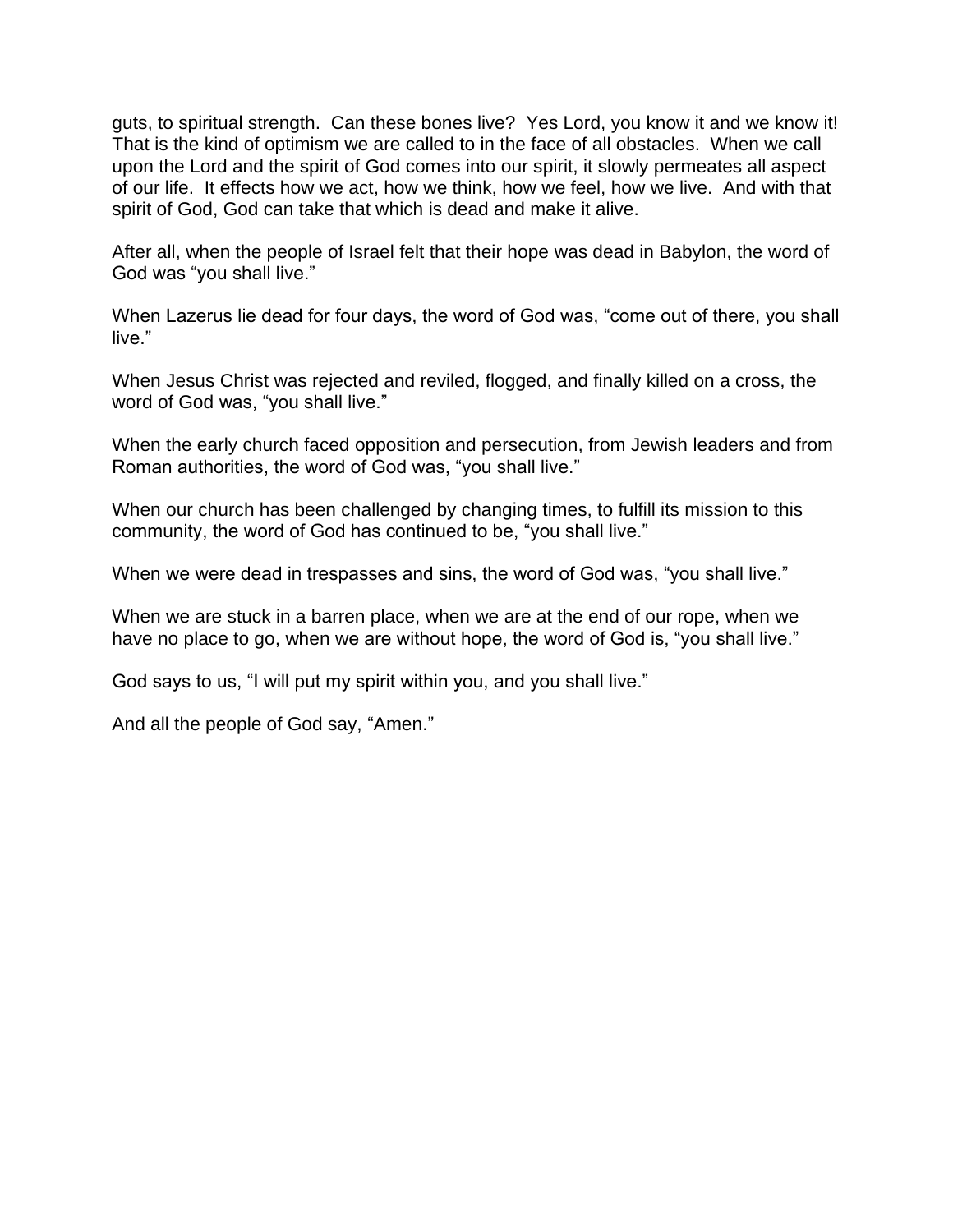guts, to spiritual strength. Can these bones live? Yes Lord, you know it and we know it! That is the kind of optimism we are called to in the face of all obstacles. When we call upon the Lord and the spirit of God comes into our spirit, it slowly permeates all aspect of our life. It effects how we act, how we think, how we feel, how we live. And with that spirit of God, God can take that which is dead and make it alive.

After all, when the people of Israel felt that their hope was dead in Babylon, the word of God was "you shall live."

When Lazerus lie dead for four days, the word of God was, "come out of there, you shall live."

When Jesus Christ was rejected and reviled, flogged, and finally killed on a cross, the word of God was, "you shall live."

When the early church faced opposition and persecution, from Jewish leaders and from Roman authorities, the word of God was, "you shall live."

When our church has been challenged by changing times, to fulfill its mission to this community, the word of God has continued to be, "you shall live."

When we were dead in trespasses and sins, the word of God was, "you shall live."

When we are stuck in a barren place, when we are at the end of our rope, when we have no place to go, when we are without hope, the word of God is, "you shall live."

God says to us, "I will put my spirit within you, and you shall live."

And all the people of God say, "Amen."